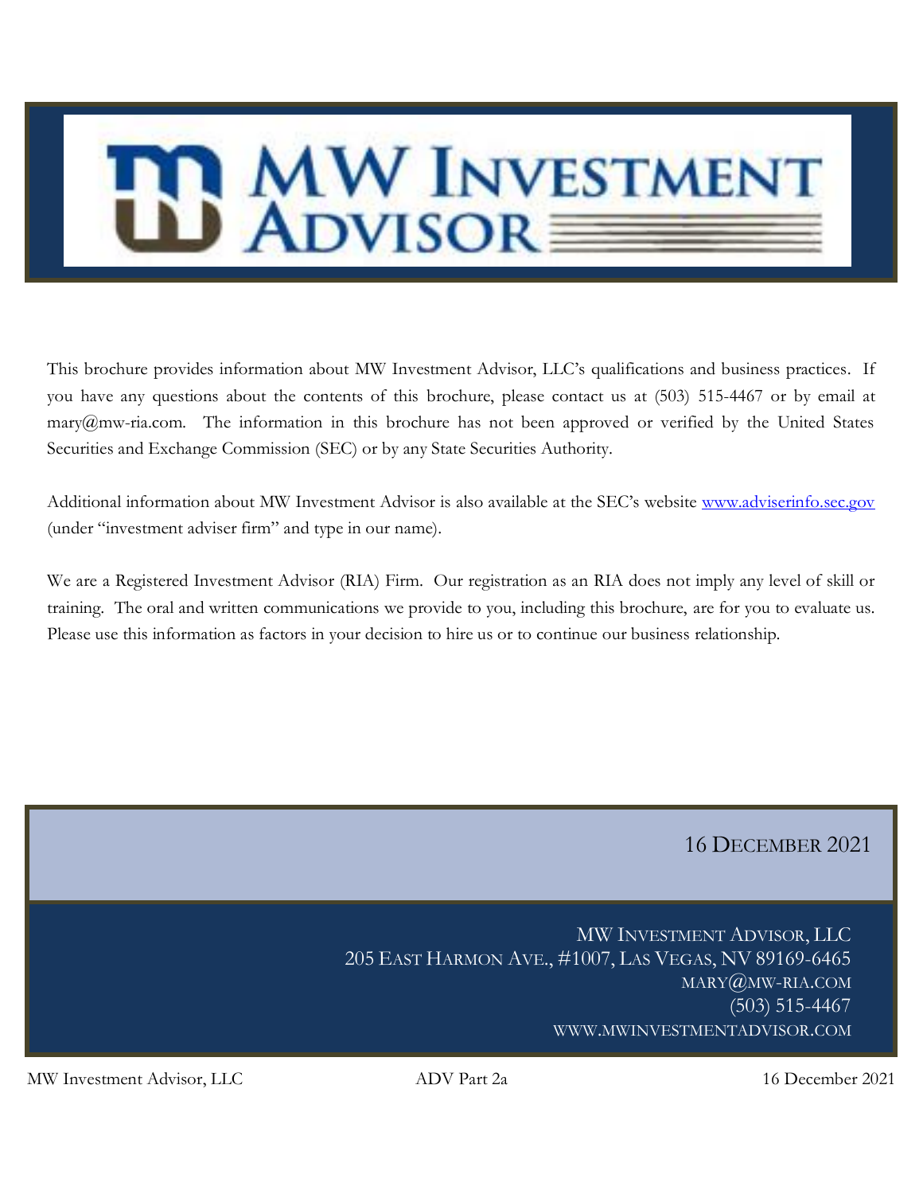# MW Investment Advisor

This brochure provides information about MW Investment Advisor, LLC's qualifications and business practices. If you have any questions about the contents of this brochure, please contact us at (503) 515-4467 or by email at mary@mw-ria.com. The information in this brochure has not been approved or verified by the United States Securities and Exchange Commission (SEC) or by any State Securities Authority.

Additional information about MW Investment Advisor is also available at the SEC's website www.adviserinfo.sec.gov (under "investment adviser firm" and type in our name).

We are a Registered Investment Advisor (RIA) Firm. Our registration as an RIA does not imply any level of skill or training. The oral and written communications we provide to you, including this brochure, are for you to evaluate us. Please use this information as factors in your decision to hire us or to continue our business relationship.

16 December 2021

MW Investment Advisor, LLC
205 East Harmon Ave., #1007, Las Vegas, NV 89169-6465
mary@mw-ria.com
(503) 515-4467
www.mwinvestmentadvisor.com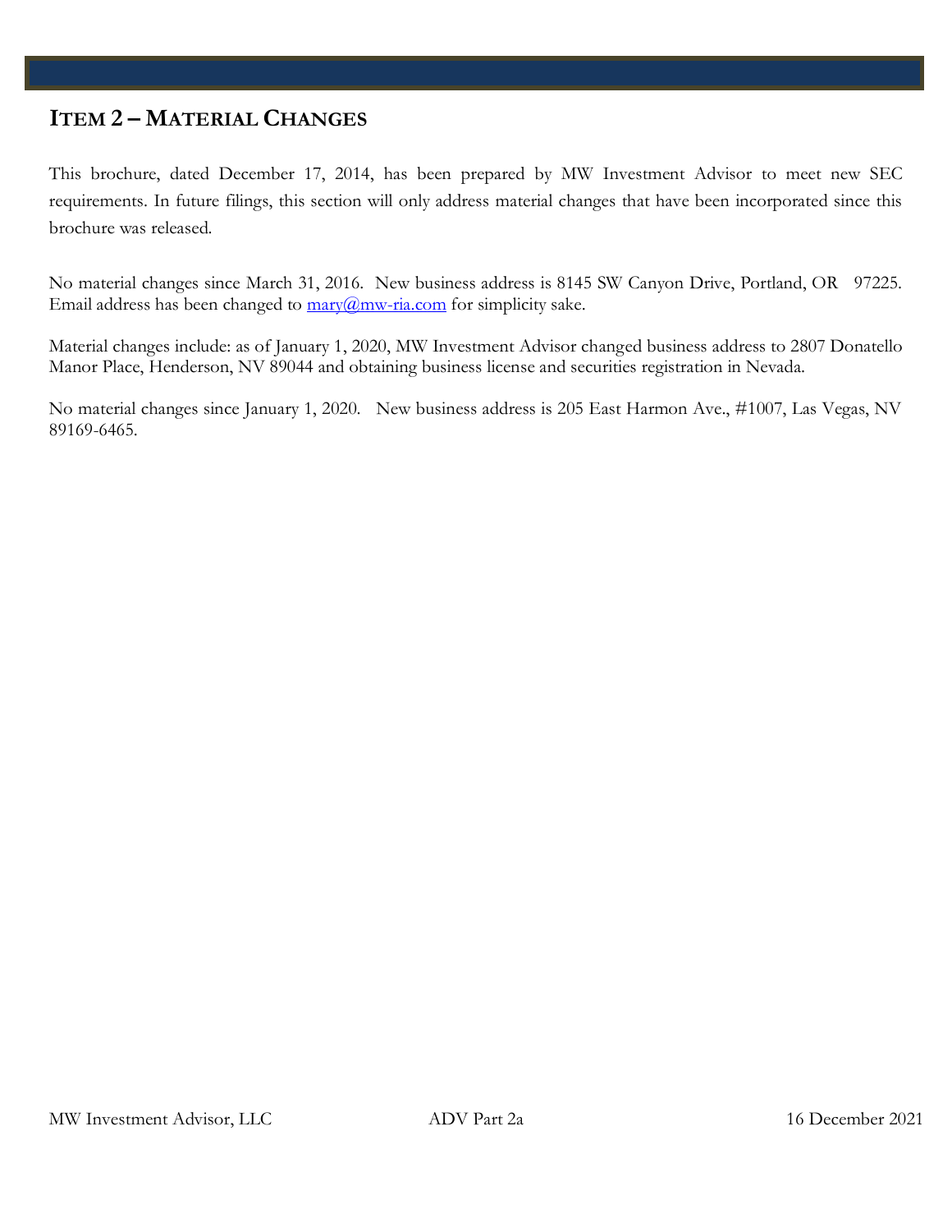## ITEM 2 – MATERIAL CHANGES

This brochure, dated December 17, 2014, has been prepared by MW Investment Advisor to meet new SEC requirements. In future filings, this section will only address material changes that have been incorporated since this brochure was released.

No material changes since March 31, 2016. New business address is 8145 SW Canyon Drive, Portland, OR 97225. Email address has been changed to mary@mw-ria.com for simplicity sake.

Material changes include: as of January 1, 2020, MW Investment Advisor changed business address to 2807 Donatello Manor Place, Henderson, NV 89044 and obtaining business license and securities registration in Nevada.

No material changes since January 1, 2020. New business address is 205 East Harmon Ave., #1007, Las Vegas, NV 89169-6465.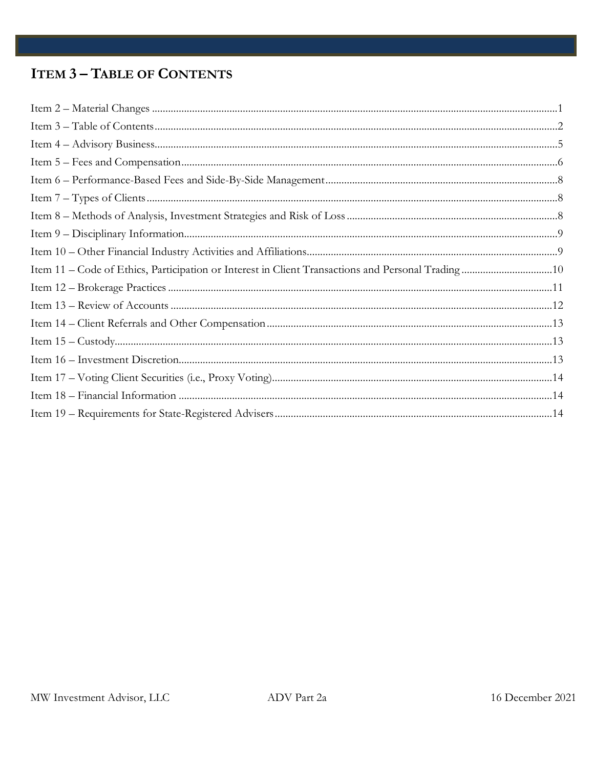# ITEM 3 – TABLE OF CONTENTS

Item 2 – Material Changes ........................................................................................................................................1
Item 3 – Table of Contents........................................................................................................................................2
Item 4 – Advisory Business.......................................................................................................................................5
Item 5 – Fees and Compensation..............................................................................................................................6
Item 6 – Performance-Based Fees and Side-By-Side Management.......................................................................8
Item 7 – Types of Clients...........................................................................................................................................8
Item 8 – Methods of Analysis, Investment Strategies and Risk of Loss...............................................................8
Item 9 – Disciplinary Information............................................................................................................................9
Item 10 – Other Financial Industry Activities and Affiliations.............................................................................9
Item 11 – Code of Ethics, Participation or Interest in Client Transactions and Personal Trading..................10
Item 12 – Brokerage Practices ................................................................................................................................11
Item 13 – Review of Accounts ................................................................................................................................12
Item 14 – Client Referrals and Other Compensation...........................................................................................13
Item 15 – Custody.....................................................................................................................................................13
Item 16 – Investment Discretion............................................................................................................................13
Item 17 – Voting Client Securities (i.e., Proxy Voting)........................................................................................14
Item 18 – Financial Information ............................................................................................................................14
Item 19 – Requirements for State-Registered Advisers........................................................................................14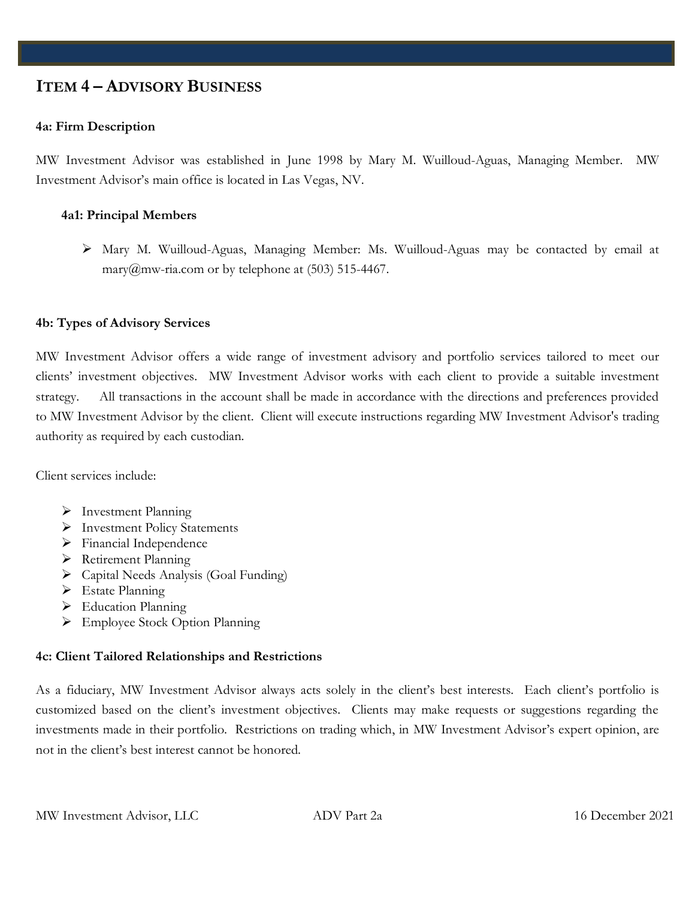## ITEM 4 – ADVISORY BUSINESS

**4a: Firm Description**

MW Investment Advisor was established in June 1998 by Mary M. Wuilloud-Aguas, Managing Member. MW Investment Advisor's main office is located in Las Vegas, NV.

**4a1: Principal Members**

- Mary M. Wuilloud-Aguas, Managing Member: Ms. Wuilloud-Aguas may be contacted by email at mary@mw-ria.com or by telephone at (503) 515-4467.

**4b: Types of Advisory Services**

MW Investment Advisor offers a wide range of investment advisory and portfolio services tailored to meet our clients' investment objectives. MW Investment Advisor works with each client to provide a suitable investment strategy. All transactions in the account shall be made in accordance with the directions and preferences provided to MW Investment Advisor by the client. Client will execute instructions regarding MW Investment Advisor's trading authority as required by each custodian.

Client services include:

- Investment Planning
- Investment Policy Statements
- Financial Independence
- Retirement Planning
- Capital Needs Analysis (Goal Funding)
- Estate Planning
- Education Planning
- Employee Stock Option Planning

**4c: Client Tailored Relationships and Restrictions**

As a fiduciary, MW Investment Advisor always acts solely in the client's best interests. Each client's portfolio is customized based on the client's investment objectives. Clients may make requests or suggestions regarding the investments made in their portfolio. Restrictions on trading which, in MW Investment Advisor's expert opinion, are not in the client's best interest cannot be honored.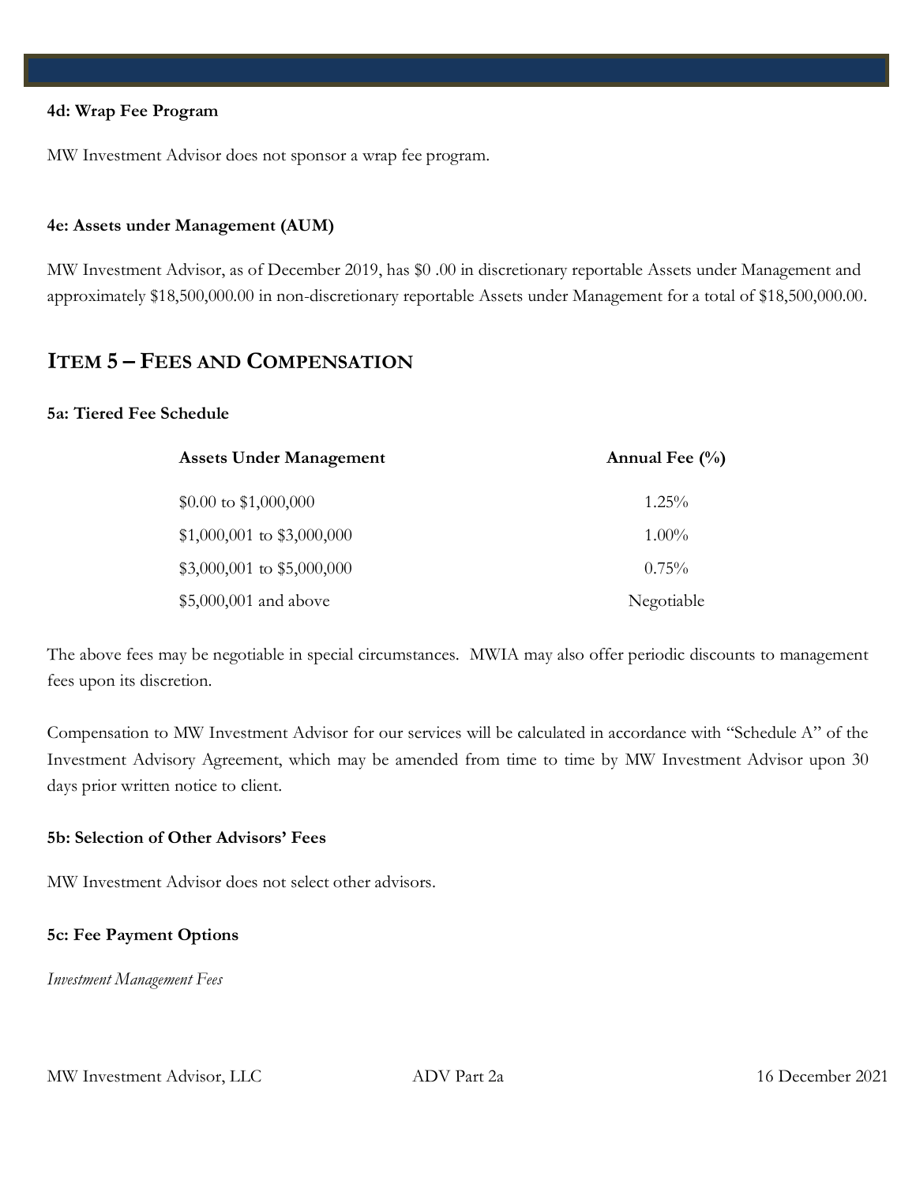#### 4d: Wrap Fee Program

MW Investment Advisor does not sponsor a wrap fee program.

#### 4e: Assets under Management (AUM)

MW Investment Advisor, as of December 2019, has $0 .00 in discretionary reportable Assets under Management and approximately $18,500,000.00 in non-discretionary reportable Assets under Management for a total of $18,500,000.00.

## ITEM 5 – FEES AND COMPENSATION

#### 5a: Tiered Fee Schedule

| Assets Under Management | Annual Fee (%) |
|---|---|
| $0.00 to $1,000,000 | 1.25% |
| $1,000,001 to $3,000,000 | 1.00% |
| $3,000,001 to $5,000,000 | 0.75% |
| $5,000,001 and above | Negotiable |

The above fees may be negotiable in special circumstances. MWIA may also offer periodic discounts to management fees upon its discretion.

Compensation to MW Investment Advisor for our services will be calculated in accordance with "Schedule A" of the Investment Advisory Agreement, which may be amended from time to time by MW Investment Advisor upon 30 days prior written notice to client.

#### 5b: Selection of Other Advisors' Fees

MW Investment Advisor does not select other advisors.

#### 5c: Fee Payment Options

*Investment Management Fees*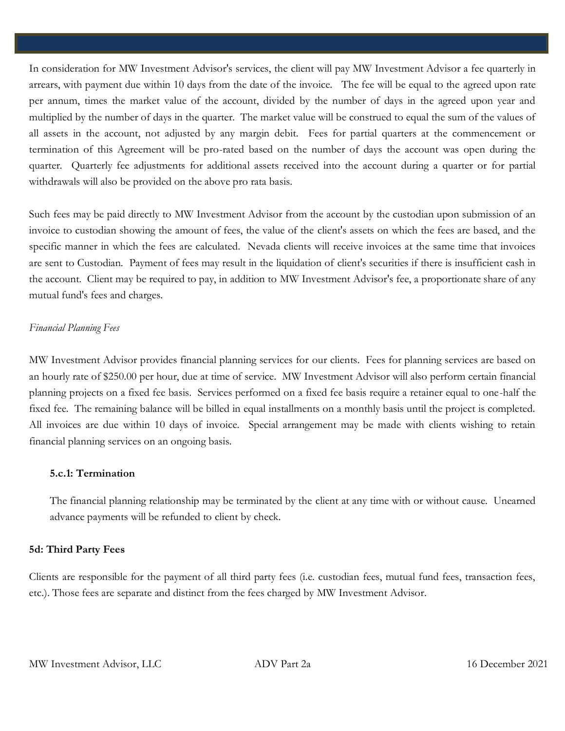In consideration for MW Investment Advisor's services, the client will pay MW Investment Advisor a fee quarterly in arrears, with payment due within 10 days from the date of the invoice. The fee will be equal to the agreed upon rate per annum, times the market value of the account, divided by the number of days in the agreed upon year and multiplied by the number of days in the quarter. The market value will be construed to equal the sum of the values of all assets in the account, not adjusted by any margin debit. Fees for partial quarters at the commencement or termination of this Agreement will be pro-rated based on the number of days the account was open during the quarter. Quarterly fee adjustments for additional assets received into the account during a quarter or for partial withdrawals will also be provided on the above pro rata basis.

Such fees may be paid directly to MW Investment Advisor from the account by the custodian upon submission of an invoice to custodian showing the amount of fees, the value of the client's assets on which the fees are based, and the specific manner in which the fees are calculated. Nevada clients will receive invoices at the same time that invoices are sent to Custodian. Payment of fees may result in the liquidation of client's securities if there is insufficient cash in the account. Client may be required to pay, in addition to MW Investment Advisor's fee, a proportionate share of any mutual fund's fees and charges.

*Financial Planning Fees*

MW Investment Advisor provides financial planning services for our clients. Fees for planning services are based on an hourly rate of $250.00 per hour, due at time of service. MW Investment Advisor will also perform certain financial planning projects on a fixed fee basis. Services performed on a fixed fee basis require a retainer equal to one-half the fixed fee. The remaining balance will be billed in equal installments on a monthly basis until the project is completed. All invoices are due within 10 days of invoice. Special arrangement may be made with clients wishing to retain financial planning services on an ongoing basis.

#### 5.c.1: Termination

The financial planning relationship may be terminated by the client at any time with or without cause. Unearned advance payments will be refunded to client by check.

### 5d: Third Party Fees

Clients are responsible for the payment of all third party fees (i.e. custodian fees, mutual fund fees, transaction fees, etc.). Those fees are separate and distinct from the fees charged by MW Investment Advisor.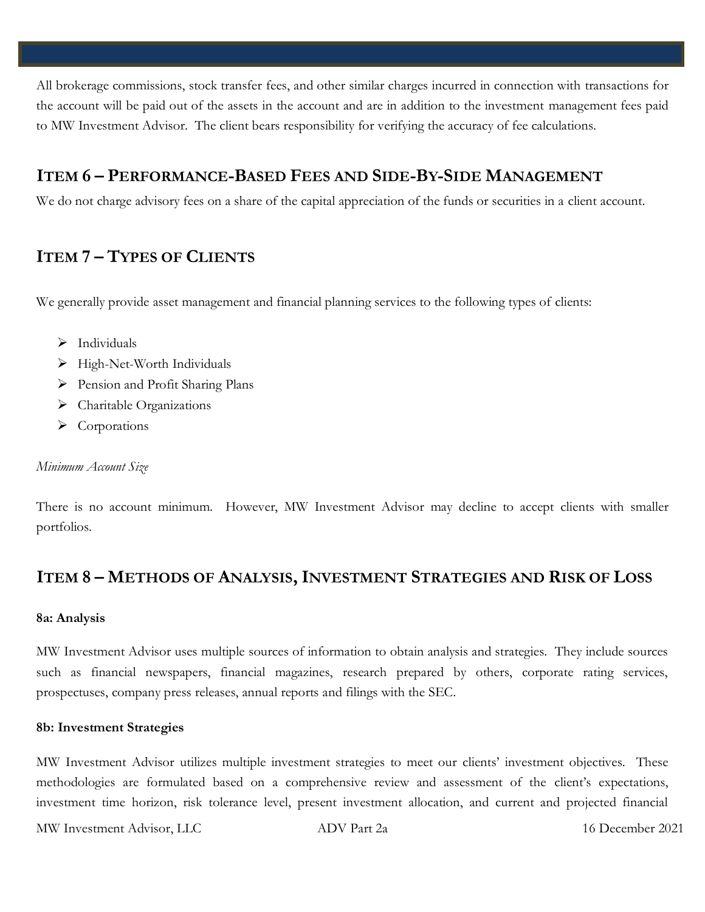All brokerage commissions, stock transfer fees, and other similar charges incurred in connection with transactions for the account will be paid out of the assets in the account and are in addition to the investment management fees paid to MW Investment Advisor. The client bears responsibility for verifying the accuracy of fee calculations.

## ITEM 6 – PERFORMANCE-BASED FEES AND SIDE-BY-SIDE MANAGEMENT

We do not charge advisory fees on a share of the capital appreciation of the funds or securities in a client account.

## ITEM 7 – TYPES OF CLIENTS

We generally provide asset management and financial planning services to the following types of clients:

- Individuals
- High-Net-Worth Individuals
- Pension and Profit Sharing Plans
- Charitable Organizations
- Corporations

*Minimum Account Size*

There is no account minimum. However, MW Investment Advisor may decline to accept clients with smaller portfolios.

## ITEM 8 – METHODS OF ANALYSIS, INVESTMENT STRATEGIES AND RISK OF LOSS

**8a: Analysis**

MW Investment Advisor uses multiple sources of information to obtain analysis and strategies. They include sources such as financial newspapers, financial magazines, research prepared by others, corporate rating services, prospectuses, company press releases, annual reports and filings with the SEC.

**8b: Investment Strategies**

MW Investment Advisor utilizes multiple investment strategies to meet our clients' investment objectives. These methodologies are formulated based on a comprehensive review and assessment of the client's expectations, investment time horizon, risk tolerance level, present investment allocation, and current and projected financial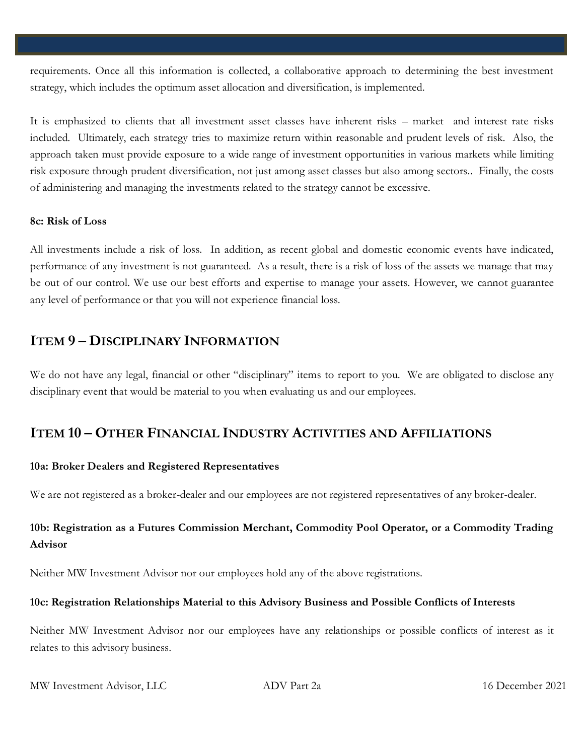requirements. Once all this information is collected, a collaborative approach to determining the best investment strategy, which includes the optimum asset allocation and diversification, is implemented.

It is emphasized to clients that all investment asset classes have inherent risks – market and interest rate risks included. Ultimately, each strategy tries to maximize return within reasonable and prudent levels of risk. Also, the approach taken must provide exposure to a wide range of investment opportunities in various markets while limiting risk exposure through prudent diversification, not just among asset classes but also among sectors.. Finally, the costs of administering and managing the investments related to the strategy cannot be excessive.

**8c: Risk of Loss**

All investments include a risk of loss. In addition, as recent global and domestic economic events have indicated, performance of any investment is not guaranteed. As a result, there is a risk of loss of the assets we manage that may be out of our control. We use our best efforts and expertise to manage your assets. However, we cannot guarantee any level of performance or that you will not experience financial loss.

## ITEM 9 – DISCIPLINARY INFORMATION

We do not have any legal, financial or other "disciplinary" items to report to you. We are obligated to disclose any disciplinary event that would be material to you when evaluating us and our employees.

## ITEM 10 – OTHER FINANCIAL INDUSTRY ACTIVITIES AND AFFILIATIONS

**10a: Broker Dealers and Registered Representatives**

We are not registered as a broker-dealer and our employees are not registered representatives of any broker-dealer.

**10b: Registration as a Futures Commission Merchant, Commodity Pool Operator, or a Commodity Trading Advisor**

Neither MW Investment Advisor nor our employees hold any of the above registrations.

**10c: Registration Relationships Material to this Advisory Business and Possible Conflicts of Interests**

Neither MW Investment Advisor nor our employees have any relationships or possible conflicts of interest as it relates to this advisory business.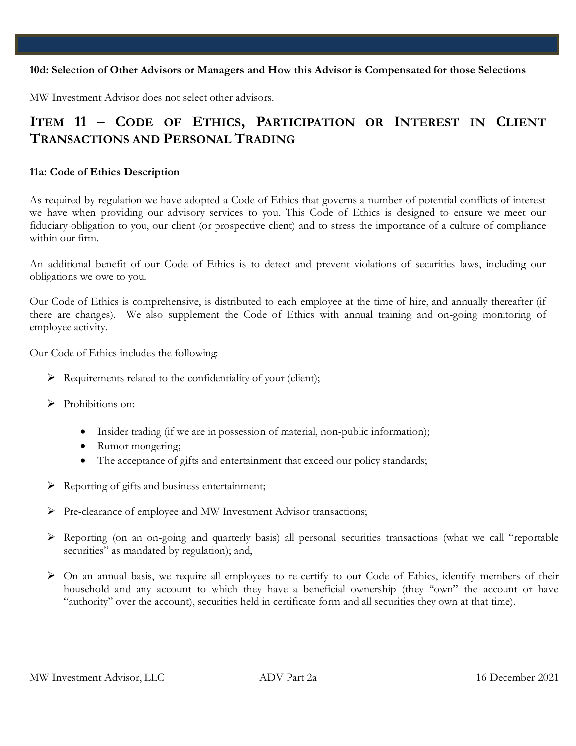**10d: Selection of Other Advisors or Managers and How this Advisor is Compensated for those Selections**

MW Investment Advisor does not select other advisors.

## Item 11 – Code of Ethics, Participation or Interest in Client Transactions and Personal Trading

**11a: Code of Ethics Description**

As required by regulation we have adopted a Code of Ethics that governs a number of potential conflicts of interest we have when providing our advisory services to you. This Code of Ethics is designed to ensure we meet our fiduciary obligation to you, our client (or prospective client) and to stress the importance of a culture of compliance within our firm.

An additional benefit of our Code of Ethics is to detect and prevent violations of securities laws, including our obligations we owe to you.

Our Code of Ethics is comprehensive, is distributed to each employee at the time of hire, and annually thereafter (if there are changes). We also supplement the Code of Ethics with annual training and on-going monitoring of employee activity.

Our Code of Ethics includes the following:

- Requirements related to the confidentiality of your (client);
- Prohibitions on:
  - Insider trading (if we are in possession of material, non-public information);
  - Rumor mongering;
  - The acceptance of gifts and entertainment that exceed our policy standards;
- Reporting of gifts and business entertainment;
- Pre-clearance of employee and MW Investment Advisor transactions;
- Reporting (on an on-going and quarterly basis) all personal securities transactions (what we call "reportable securities" as mandated by regulation); and,
- On an annual basis, we require all employees to re-certify to our Code of Ethics, identify members of their household and any account to which they have a beneficial ownership (they "own" the account or have "authority" over the account), securities held in certificate form and all securities they own at that time).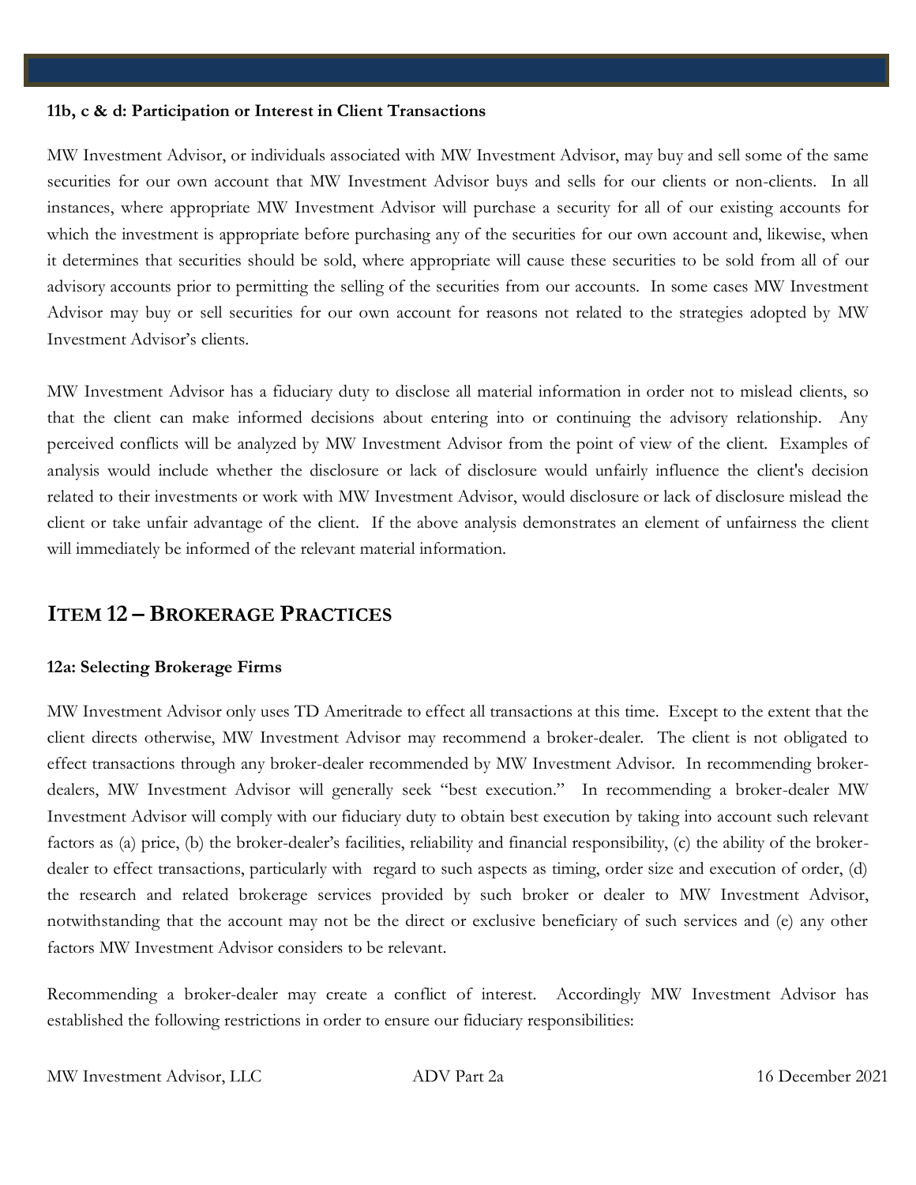**11b, c & d: Participation or Interest in Client Transactions**

MW Investment Advisor, or individuals associated with MW Investment Advisor, may buy and sell some of the same securities for our own account that MW Investment Advisor buys and sells for our clients or non-clients. In all instances, where appropriate MW Investment Advisor will purchase a security for all of our existing accounts for which the investment is appropriate before purchasing any of the securities for our own account and, likewise, when it determines that securities should be sold, where appropriate will cause these securities to be sold from all of our advisory accounts prior to permitting the selling of the securities from our accounts. In some cases MW Investment Advisor may buy or sell securities for our own account for reasons not related to the strategies adopted by MW Investment Advisor's clients.

MW Investment Advisor has a fiduciary duty to disclose all material information in order not to mislead clients, so that the client can make informed decisions about entering into or continuing the advisory relationship. Any perceived conflicts will be analyzed by MW Investment Advisor from the point of view of the client. Examples of analysis would include whether the disclosure or lack of disclosure would unfairly influence the client's decision related to their investments or work with MW Investment Advisor, would disclosure or lack of disclosure mislead the client or take unfair advantage of the client. If the above analysis demonstrates an element of unfairness the client will immediately be informed of the relevant material information.

## ITEM 12 – BROKERAGE PRACTICES

**12a: Selecting Brokerage Firms**

MW Investment Advisor only uses TD Ameritrade to effect all transactions at this time. Except to the extent that the client directs otherwise, MW Investment Advisor may recommend a broker-dealer. The client is not obligated to effect transactions through any broker-dealer recommended by MW Investment Advisor. In recommending broker-dealers, MW Investment Advisor will generally seek "best execution." In recommending a broker-dealer MW Investment Advisor will comply with our fiduciary duty to obtain best execution by taking into account such relevant factors as (a) price, (b) the broker-dealer's facilities, reliability and financial responsibility, (c) the ability of the broker-dealer to effect transactions, particularly with regard to such aspects as timing, order size and execution of order, (d) the research and related brokerage services provided by such broker or dealer to MW Investment Advisor, notwithstanding that the account may not be the direct or exclusive beneficiary of such services and (e) any other factors MW Investment Advisor considers to be relevant.

Recommending a broker-dealer may create a conflict of interest. Accordingly MW Investment Advisor has established the following restrictions in order to ensure our fiduciary responsibilities: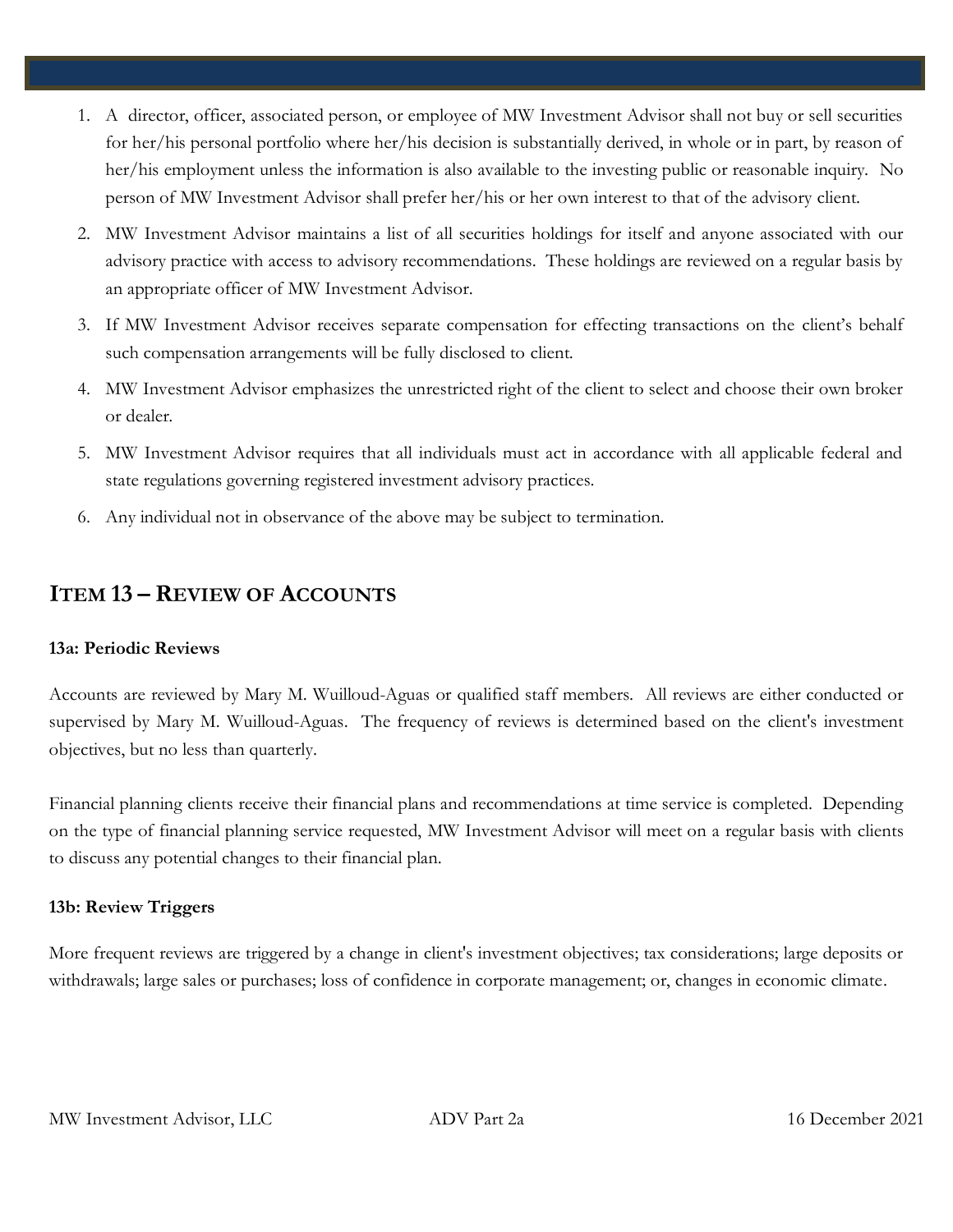1. A director, officer, associated person, or employee of MW Investment Advisor shall not buy or sell securities for her/his personal portfolio where her/his decision is substantially derived, in whole or in part, by reason of her/his employment unless the information is also available to the investing public or reasonable inquiry. No person of MW Investment Advisor shall prefer her/his or her own interest to that of the advisory client.
2. MW Investment Advisor maintains a list of all securities holdings for itself and anyone associated with our advisory practice with access to advisory recommendations. These holdings are reviewed on a regular basis by an appropriate officer of MW Investment Advisor.
3. If MW Investment Advisor receives separate compensation for effecting transactions on the client's behalf such compensation arrangements will be fully disclosed to client.
4. MW Investment Advisor emphasizes the unrestricted right of the client to select and choose their own broker or dealer.
5. MW Investment Advisor requires that all individuals must act in accordance with all applicable federal and state regulations governing registered investment advisory practices.
6. Any individual not in observance of the above may be subject to termination.

## ITEM 13 – REVIEW OF ACCOUNTS

**13a: Periodic Reviews**

Accounts are reviewed by Mary M. Wuilloud-Aguas or qualified staff members. All reviews are either conducted or supervised by Mary M. Wuilloud-Aguas. The frequency of reviews is determined based on the client's investment objectives, but no less than quarterly.

Financial planning clients receive their financial plans and recommendations at time service is completed. Depending on the type of financial planning service requested, MW Investment Advisor will meet on a regular basis with clients to discuss any potential changes to their financial plan.

**13b: Review Triggers**

More frequent reviews are triggered by a change in client's investment objectives; tax considerations; large deposits or withdrawals; large sales or purchases; loss of confidence in corporate management; or, changes in economic climate.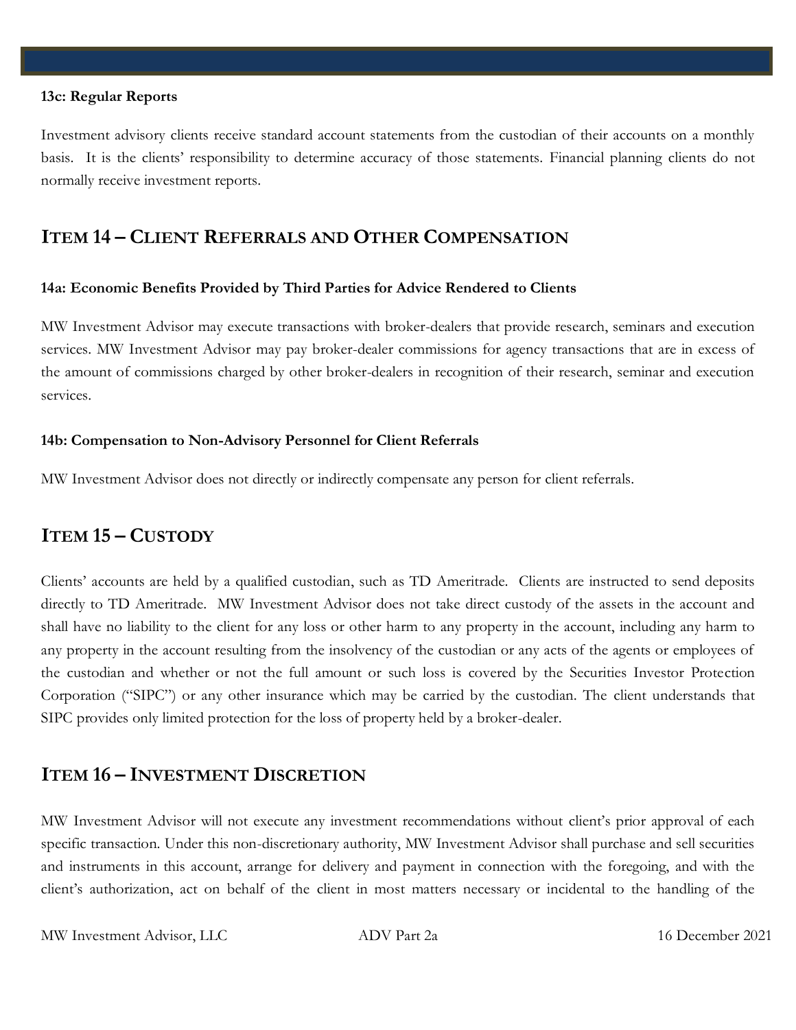### 13c: Regular Reports

Investment advisory clients receive standard account statements from the custodian of their accounts on a monthly basis. It is the clients' responsibility to determine accuracy of those statements. Financial planning clients do not normally receive investment reports.

## ITEM 14 – CLIENT REFERRALS AND OTHER COMPENSATION

### 14a: Economic Benefits Provided by Third Parties for Advice Rendered to Clients

MW Investment Advisor may execute transactions with broker-dealers that provide research, seminars and execution services. MW Investment Advisor may pay broker-dealer commissions for agency transactions that are in excess of the amount of commissions charged by other broker-dealers in recognition of their research, seminar and execution services.

### 14b: Compensation to Non-Advisory Personnel for Client Referrals

MW Investment Advisor does not directly or indirectly compensate any person for client referrals.

## ITEM 15 – CUSTODY

Clients' accounts are held by a qualified custodian, such as TD Ameritrade. Clients are instructed to send deposits directly to TD Ameritrade. MW Investment Advisor does not take direct custody of the assets in the account and shall have no liability to the client for any loss or other harm to any property in the account, including any harm to any property in the account resulting from the insolvency of the custodian or any acts of the agents or employees of the custodian and whether or not the full amount or such loss is covered by the Securities Investor Protection Corporation ("SIPC") or any other insurance which may be carried by the custodian. The client understands that SIPC provides only limited protection for the loss of property held by a broker-dealer.

## ITEM 16 – INVESTMENT DISCRETION

MW Investment Advisor will not execute any investment recommendations without client's prior approval of each specific transaction. Under this non-discretionary authority, MW Investment Advisor shall purchase and sell securities and instruments in this account, arrange for delivery and payment in connection with the foregoing, and with the client's authorization, act on behalf of the client in most matters necessary or incidental to the handling of the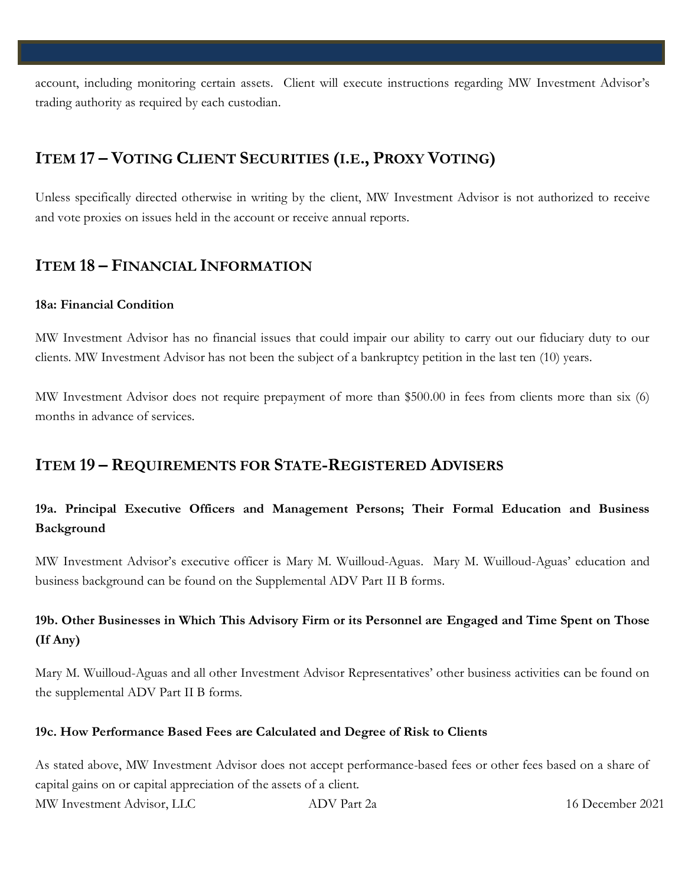account, including monitoring certain assets. Client will execute instructions regarding MW Investment Advisor's trading authority as required by each custodian.

## ITEM 17 – VOTING CLIENT SECURITIES (I.E., PROXY VOTING)

Unless specifically directed otherwise in writing by the client, MW Investment Advisor is not authorized to receive and vote proxies on issues held in the account or receive annual reports.

## ITEM 18 – FINANCIAL INFORMATION

**18a: Financial Condition**

MW Investment Advisor has no financial issues that could impair our ability to carry out our fiduciary duty to our clients. MW Investment Advisor has not been the subject of a bankruptcy petition in the last ten (10) years.

MW Investment Advisor does not require prepayment of more than $500.00 in fees from clients more than six (6) months in advance of services.

## ITEM 19 – REQUIREMENTS FOR STATE-REGISTERED ADVISERS

### 19a. Principal Executive Officers and Management Persons; Their Formal Education and Business Background

MW Investment Advisor's executive officer is Mary M. Wuilloud-Aguas. Mary M. Wuilloud-Aguas' education and business background can be found on the Supplemental ADV Part II B forms.

### 19b. Other Businesses in Which This Advisory Firm or its Personnel are Engaged and Time Spent on Those (If Any)

Mary M. Wuilloud-Aguas and all other Investment Advisor Representatives' other business activities can be found on the supplemental ADV Part II B forms.

**19c. How Performance Based Fees are Calculated and Degree of Risk to Clients**

As stated above, MW Investment Advisor does not accept performance-based fees or other fees based on a share of capital gains on or capital appreciation of the assets of a client.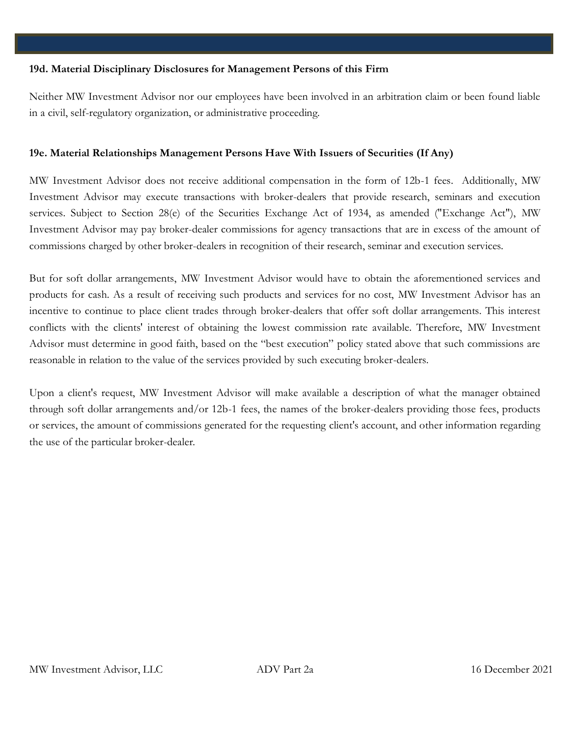**19d. Material Disciplinary Disclosures for Management Persons of this Firm**

Neither MW Investment Advisor nor our employees have been involved in an arbitration claim or been found liable in a civil, self-regulatory organization, or administrative proceeding.

**19e. Material Relationships Management Persons Have With Issuers of Securities (If Any)**

MW Investment Advisor does not receive additional compensation in the form of 12b-1 fees. Additionally, MW Investment Advisor may execute transactions with broker-dealers that provide research, seminars and execution services. Subject to Section 28(e) of the Securities Exchange Act of 1934, as amended ("Exchange Act"), MW Investment Advisor may pay broker-dealer commissions for agency transactions that are in excess of the amount of commissions charged by other broker-dealers in recognition of their research, seminar and execution services.

But for soft dollar arrangements, MW Investment Advisor would have to obtain the aforementioned services and products for cash. As a result of receiving such products and services for no cost, MW Investment Advisor has an incentive to continue to place client trades through broker-dealers that offer soft dollar arrangements. This interest conflicts with the clients' interest of obtaining the lowest commission rate available. Therefore, MW Investment Advisor must determine in good faith, based on the "best execution" policy stated above that such commissions are reasonable in relation to the value of the services provided by such executing broker-dealers.

Upon a client's request, MW Investment Advisor will make available a description of what the manager obtained through soft dollar arrangements and/or 12b-1 fees, the names of the broker-dealers providing those fees, products or services, the amount of commissions generated for the requesting client's account, and other information regarding the use of the particular broker-dealer.